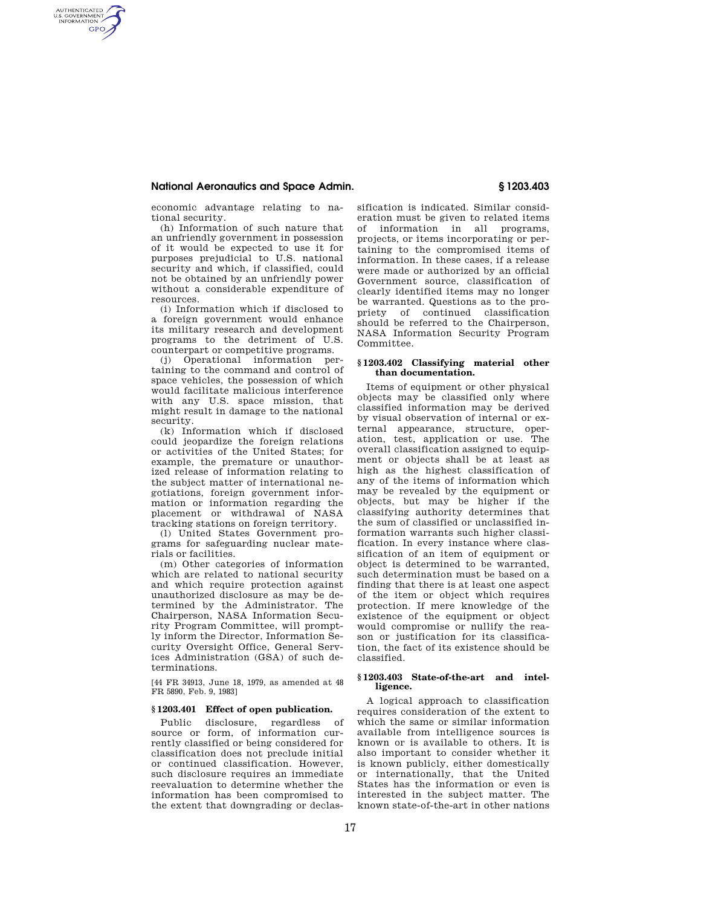economic advantage relating to national security.

(h) Information of such nature that an unfriendly government in possession of it would be expected to use it for purposes prejudicial to U.S. national security and which, if classified, could not be obtained by an unfriendly power without a considerable expenditure of resources.

(i) Information which if disclosed to a foreign government would enhance its military research and development programs to the detriment of U.S. counterpart or competitive programs.

(j) Operational information pertaining to the command and control of space vehicles, the possession of which would facilitate malicious interference with any U.S. space mission, that might result in damage to the national security.

(k) Information which if disclosed could jeopardize the foreign relations or activities of the United States; for example, the premature or unauthorized release of information relating to the subject matter of international negotiations, foreign government information or information regarding the placement or withdrawal of NASA tracking stations on foreign territory.

(l) United States Government programs for safeguarding nuclear materials or facilities.

(m) Other categories of information which are related to national security and which require protection against unauthorized disclosure as may be determined by the Administrator. The Chairperson, NASA Information Security Program Committee, will promptly inform the Director, Information Security Oversight Office, General Services Administration (GSA) of such determinations.

[44 FR 34913, June 18, 1979, as amended at 48 FR 5890, Feb. 9, 1983]

### § 1203.401 Effect of open publication.

Public disclosure, regardless of source or form, of information currently classified or being considered for classification does not preclude initial or continued classification. However, such disclosure requires an immediate reevaluation to determine whether the information has been compromised to the extent that downgrading or declassification is indicated. Similar consideration must be given to related items of information in all programs, projects, or items incorporating or pertaining to the compromised items of information. In these cases, if a release were made or authorized by an official Government source, classification of clearly identified items may no longer be warranted. Questions as to the propriety of continued classification should be referred to the Chairperson, NASA Information Security Program Committee.

### § 1203.402 Classifying material other than documentation.

Items of equipment or other physical objects may be classified only where classified information may be derived by visual observation of internal or external appearance, structure, operation, test, application or use. The overall classification assigned to equipment or objects shall be at least as high as the highest classification of any of the items of information which may be revealed by the equipment or objects, but may be higher if the classifying authority determines that the sum of classified or unclassified information warrants such higher classification. In every instance where classification of an item of equipment or object is determined to be warranted, such determination must be based on a finding that there is at least one aspect of the item or object which requires protection. If mere knowledge of the existence of the equipment or object would compromise or nullify the reason or justification for its classification, the fact of its existence should be classified.

### § 1203.403 State-of-the-art and intelligence.

A logical approach to classification requires consideration of the extent to which the same or similar information available from intelligence sources is known or is available to others. It is also important to consider whether it is known publicly, either domestically or internationally, that the United States has the information or even is interested in the subject matter. The known state-of-the-art in other nations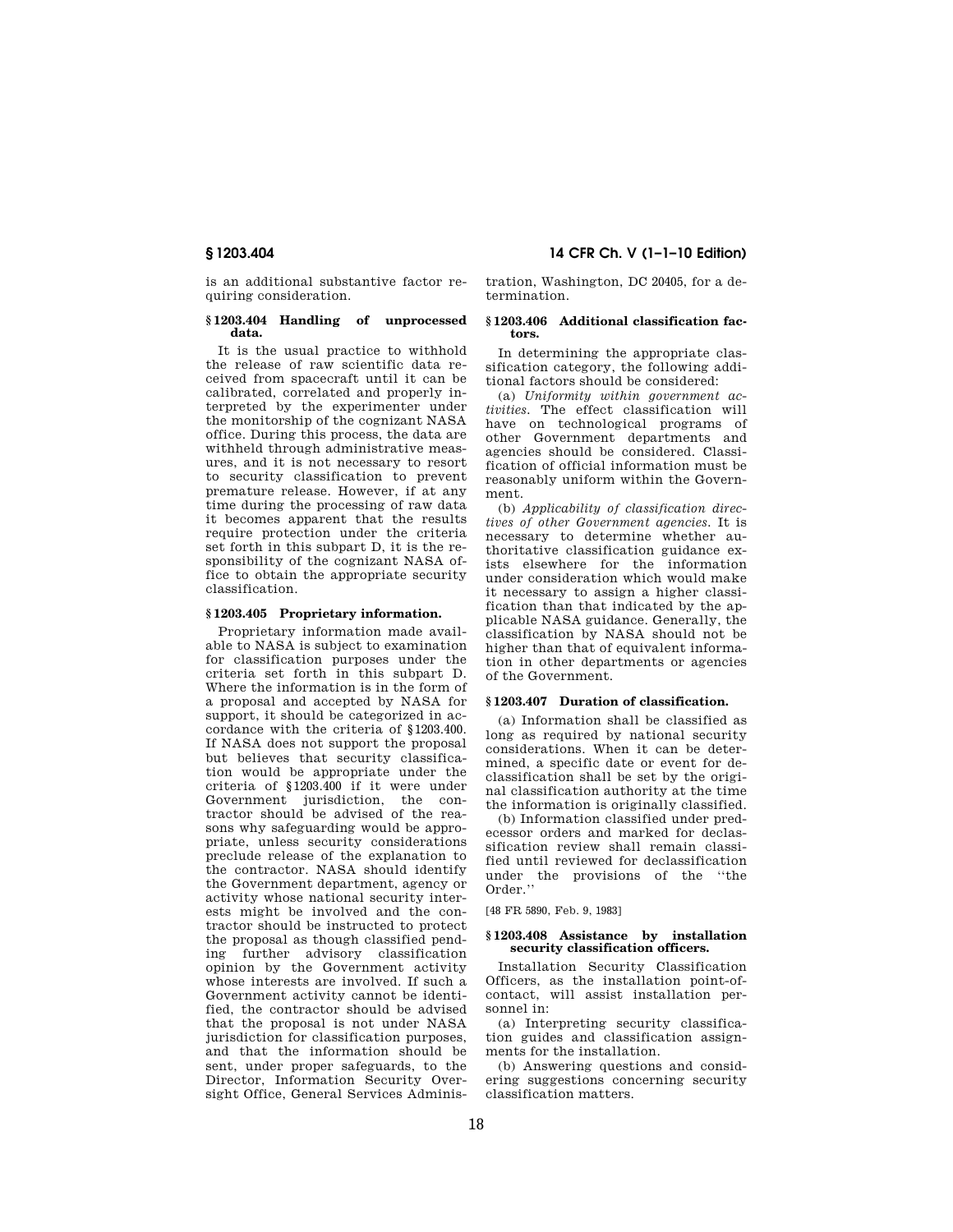is an additional substantive factor requiring consideration.

### § 1203.404 Handling of unprocessed data.

It is the usual practice to withhold the release of raw scientific data received from spacecraft until it can be calibrated, correlated and properly interpreted by the experimenter under the monitorship of the cognizant NASA office. During this process, the data are withheld through administrative measures, and it is not necessary to resort to security classification to prevent premature release. However, if at any time during the processing of raw data it becomes apparent that the results require protection under the criteria set forth in this subpart D, it is the responsibility of the cognizant NASA office to obtain the appropriate security classification.

### § 1203.405 Proprietary information.

Proprietary information made available to NASA is subject to examination for classification purposes under the criteria set forth in this subpart D. Where the information is in the form of a proposal and accepted by NASA for support, it should be categorized in accordance with the criteria of § 1203.400. If NASA does not support the proposal but believes that security classification would be appropriate under the criteria of § 1203.400 if it were under Government jurisdiction, the contractor should be advised of the reasons why safeguarding would be appropriate, unless security considerations preclude release of the explanation to the contractor. NASA should identify the Government department, agency or activity whose national security interests might be involved and the contractor should be instructed to protect the proposal as though classified pending further advisory classification opinion by the Government activity whose interests are involved. If such a Government activity cannot be identified, the contractor should be advised that the proposal is not under NASA jurisdiction for classification purposes, and that the information should be sent, under proper safeguards, to the Director, Information Security Oversight Office, General Services Administration, Washington, DC 20405, for a determination.

### § 1203.406 Additional classification factors.

In determining the appropriate classification category, the following additional factors should be considered:

(a) *Uniformity within government activities.* The effect classification will have on technological programs of other Government departments and agencies should be considered. Classification of official information must be reasonably uniform within the Government.

(b) *Applicability of classification directives of other Government agencies.* It is necessary to determine whether authoritative classification guidance exists elsewhere for the information under consideration which would make it necessary to assign a higher classification than that indicated by the applicable NASA guidance. Generally, the classification by NASA should not be higher than that of equivalent information in other departments or agencies of the Government.

### § 1203.407 Duration of classification.

(a) Information shall be classified as long as required by national security considerations. When it can be determined, a specific date or event for declassification shall be set by the original classification authority at the time the information is originally classified.

(b) Information classified under predecessor orders and marked for declassification review shall remain classified until reviewed for declassification under the provisions of the ''the Order.''

[48 FR 5890, Feb. 9, 1983]

### § 1203.408 Assistance by installation security classification officers.

Installation Security Classification Officers, as the installation point-of-contact, will assist installation personnel in:

(a) Interpreting security classification guides and classification assignments for the installation.

(b) Answering questions and considering suggestions concerning security classification matters.